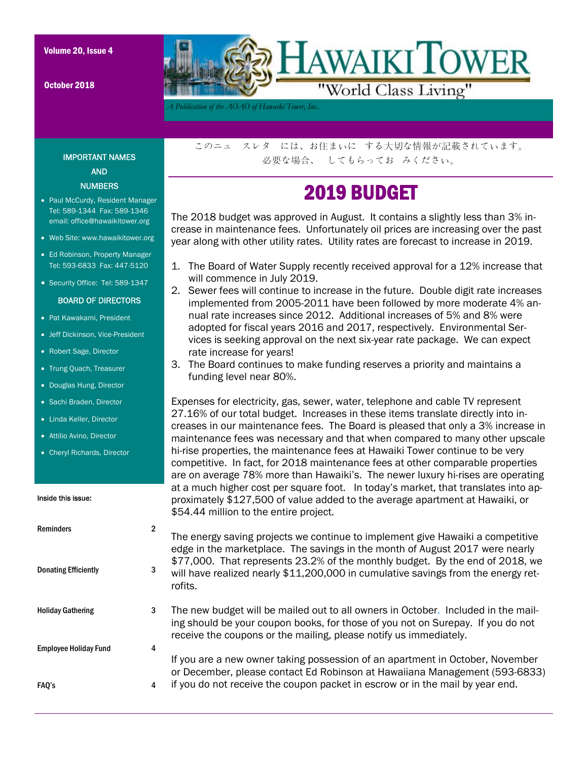Volume 20, Issue 4

October 2018

# HAWAIKI TOWER

"World Class Living"

*A Publication of the AOAO of Hawaiki Tower, Inc..*

**IMPORTANT NAMES AND NUMBERS**

- Paul McCurdy, Resident Manager Tel: 589-1344 Fax: 589-1346 email: office@hawaikitower.org
- Web Site: www.hawaikitower.org
- Ed Robinson, Property Manager Tel: 593-6833 Fax: 447-5120
- Security Office: Tel: 589-1347

**BOARD OF DIRECTORS**

- Pat Kawakami, President
- Jeff Dickinson, Vice-President
- Robert Sage, Director
- Trung Quach, Treasurer
- Douglas Hung, Director
- Sachi Braden, Director
- Linda Keller, Director
- Attilio Avino, Director
- Cheryl Richards, Director

**Inside this issue:**

| | |
|---|---|
| Reminders | 2 |
| Donating Efficiently | 3 |
| Holiday Gathering | 3 |
| Employee Holiday Fund | 4 |
| FAQ's | 4 |

このニュ スレタ には、お住まいに する大切な情報が記載されています。
必要な場合、 してもらってお みください。

## 2019 BUDGET

The 2018 budget was approved in August. It contains a slightly less than 3% increase in maintenance fees. Unfortunately oil prices are increasing over the past year along with other utility rates. Utility rates are forecast to increase in 2019.

1. The Board of Water Supply recently received approval for a 12% increase that will commence in July 2019.
2. Sewer fees will continue to increase in the future. Double digit rate increases implemented from 2005-2011 have been followed by more moderate 4% annual rate increases since 2012. Additional increases of 5% and 8% were adopted for fiscal years 2016 and 2017, respectively. Environmental Services is seeking approval on the next six-year rate package. We can expect rate increase for years!
3. The Board continues to make funding reserves a priority and maintains a funding level near 80%.

Expenses for electricity, gas, sewer, water, telephone and cable TV represent 27.16% of our total budget. Increases in these items translate directly into increases in our maintenance fees. The Board is pleased that only a 3% increase in maintenance fees was necessary and that when compared to many other upscale hi-rise properties, the maintenance fees at Hawaiki Tower continue to be very competitive. In fact, for 2018 maintenance fees at other comparable properties are on average 78% more than Hawaiki's. The newer luxury hi-rises are operating at a much higher cost per square foot. In today's market, that translates into approximately $127,500 of value added to the average apartment at Hawaiki, or $54.44 million to the entire project.

The energy saving projects we continue to implement give Hawaiki a competitive edge in the marketplace. The savings in the month of August 2017 were nearly $77,000. That represents 23.2% of the monthly budget. By the end of 2018, we will have realized nearly $11,200,000 in cumulative savings from the energy retrofits.

The new budget will be mailed out to all owners in October. Included in the mailing should be your coupon books, for those of you not on Surepay. If you do not receive the coupons or the mailing, please notify us immediately.

If you are a new owner taking possession of an apartment in October, November or December, please contact Ed Robinson at Hawaiiana Management (593-6833) if you do not receive the coupon packet in escrow or in the mail by year end.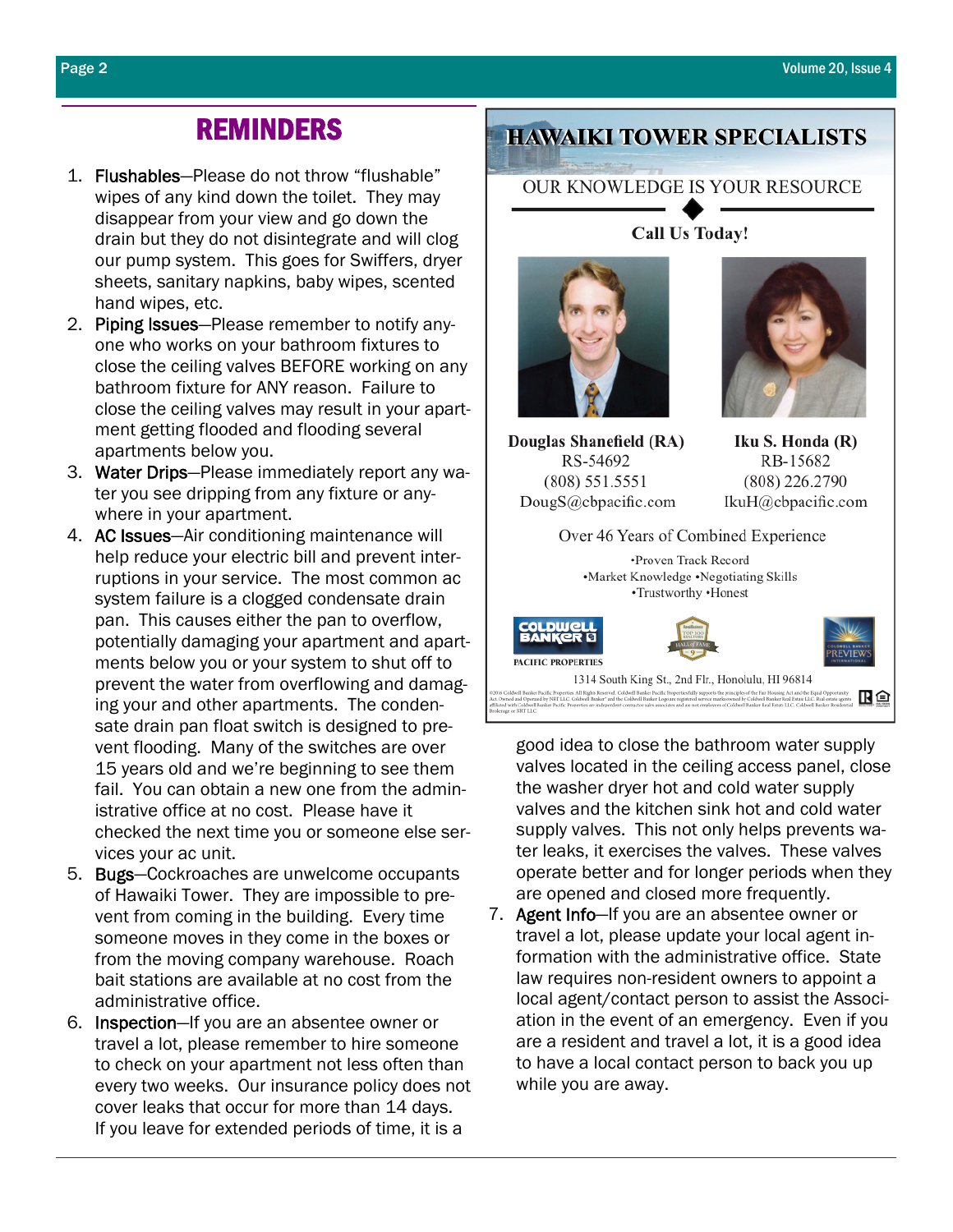## REMINDERS

1. Flushables—Please do not throw "flushable" wipes of any kind down the toilet. They may disappear from your view and go down the drain but they do not disintegrate and will clog our pump system. This goes for Swiffers, dryer sheets, sanitary napkins, baby wipes, scented hand wipes, etc.
2. Piping Issues—Please remember to notify anyone who works on your bathroom fixtures to close the ceiling valves BEFORE working on any bathroom fixture for ANY reason. Failure to close the ceiling valves may result in your apartment getting flooded and flooding several apartments below you.
3. Water Drips—Please immediately report any water you see dripping from any fixture or anywhere in your apartment.
4. AC Issues—Air conditioning maintenance will help reduce your electric bill and prevent interruptions in your service. The most common ac system failure is a clogged condensate drain pan. This causes either the pan to overflow, potentially damaging your apartment and apartments below you or your system to shut off to prevent the water from overflowing and damaging your and other apartments. The condensate drain pan float switch is designed to prevent flooding. Many of the switches are over 15 years old and we're beginning to see them fail. You can obtain a new one from the administrative office at no cost. Please have it checked the next time you or someone else services your ac unit.
5. Bugs—Cockroaches are unwelcome occupants of Hawaiki Tower. They are impossible to prevent from coming in the building. Every time someone moves in they come in the boxes or from the moving company warehouse. Roach bait stations are available at no cost from the administrative office.
6. Inspection—If you are an absentee owner or travel a lot, please remember to hire someone to check on your apartment not less often than every two weeks. Our insurance policy does not cover leaks that occur for more than 14 days. If you leave for extended periods of time, it is a good idea to close the bathroom water supply valves located in the ceiling access panel, close the washer dryer hot and cold water supply valves and the kitchen sink hot and cold water supply valves. This not only helps prevents water leaks, it exercises the valves. These valves operate better and for longer periods when they are opened and closed more frequently.
7. Agent Info—If you are an absentee owner or travel a lot, please update your local agent information with the administrative office. State law requires non-resident owners to appoint a local agent/contact person to assist the Association in the event of an emergency. Even if you are a resident and travel a lot, it is a good idea to have a local contact person to back you up while you are away.

## HAWAIKI TOWER SPECIALISTS

OUR KNOWLEDGE IS YOUR RESOURCE

**Call Us Today!**

**Douglas Shanefield (RA)**
RS-54692
(808) 551.5551
DougS@cbpacific.com

**Iku S. Honda (R)**
RB-15682
(808) 226.2790
IkuH@cbpacific.com

Over 46 Years of Combined Experience

•Proven Track Record
•Market Knowledge •Negotiating Skills
•Trustworthy •Honest

COLDWELL BANKER PACIFIC PROPERTIES

1314 South King St., 2nd Flr., Honolulu, HI 96814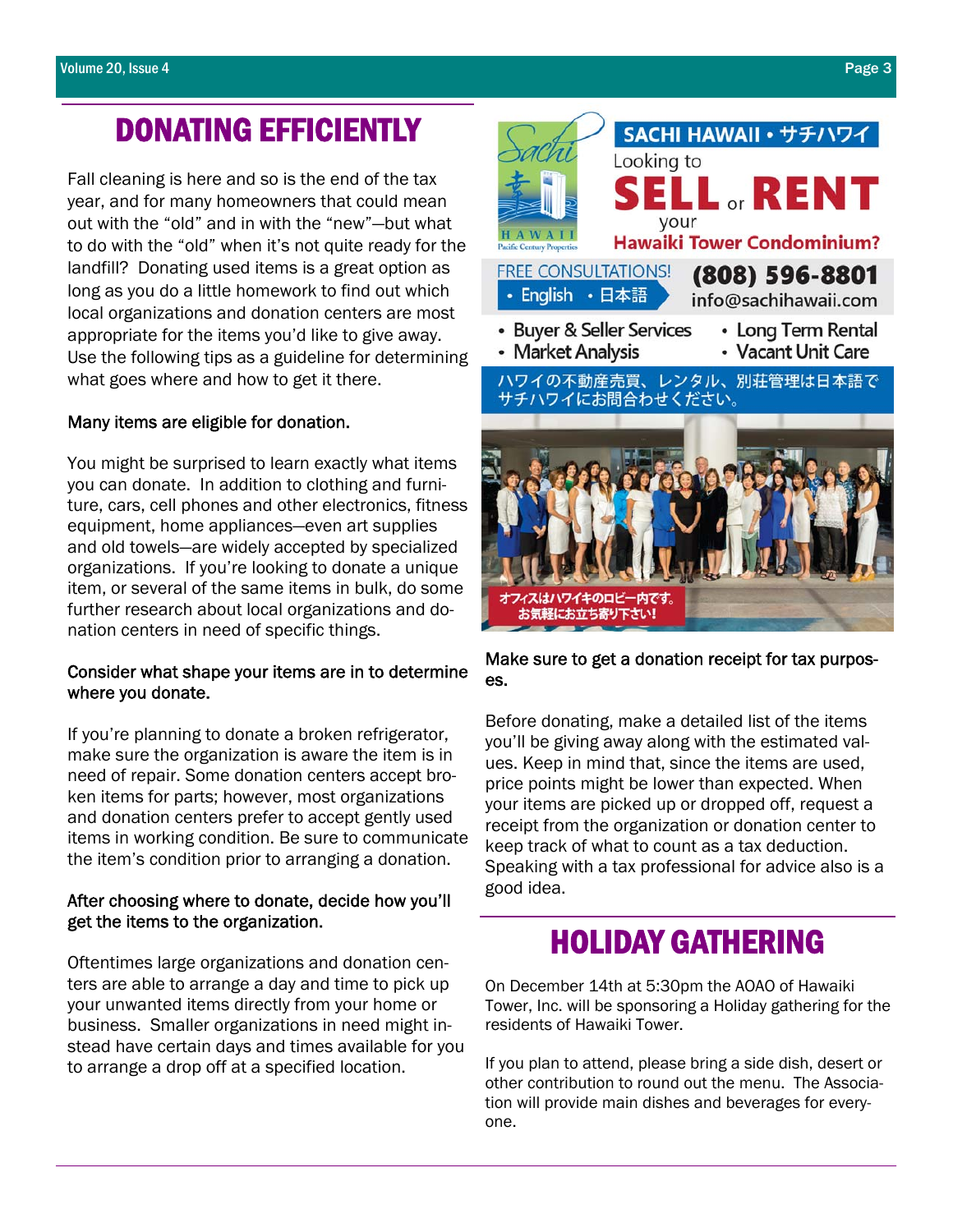# DONATING EFFICIENTLY

Fall cleaning is here and so is the end of the tax year, and for many homeowners that could mean out with the "old" and in with the "new"—but what to do with the "old" when it's not quite ready for the landfill? Donating used items is a great option as long as you do a little homework to find out which local organizations and donation centers are most appropriate for the items you'd like to give away. Use the following tips as a guideline for determining what goes where and how to get it there.

**Many items are eligible for donation.**

You might be surprised to learn exactly what items you can donate. In addition to clothing and furniture, cars, cell phones and other electronics, fitness equipment, home appliances—even art supplies and old towels—are widely accepted by specialized organizations. If you're looking to donate a unique item, or several of the same items in bulk, do some further research about local organizations and donation centers in need of specific things.

**Consider what shape your items are in to determine where you donate.**

If you're planning to donate a broken refrigerator, make sure the organization is aware the item is in need of repair. Some donation centers accept broken items for parts; however, most organizations and donation centers prefer to accept gently used items in working condition. Be sure to communicate the item's condition prior to arranging a donation.

**After choosing where to donate, decide how you'll get the items to the organization.**

Oftentimes large organizations and donation centers are able to arrange a day and time to pick up your unwanted items directly from your home or business. Smaller organizations in need might instead have certain days and times available for you to arrange a drop off at a specified location.

**Make sure to get a donation receipt for tax purposes.**

Before donating, make a detailed list of the items you'll be giving away along with the estimated values. Keep in mind that, since the items are used, price points might be lower than expected. When your items are picked up or dropped off, request a receipt from the organization or donation center to keep track of what to count as a tax deduction. Speaking with a tax professional for advice also is a good idea.

---

**SACHI HAWAII • サチハワイ**

Looking to **SELL** or **RENT** your **Hawaiki Tower Condominium?**

FREE CONSULTATIONS!
- English
- 日本語

**(808) 596-8801**
info@sachihawaii.com

- Buyer & Seller Services
- Market Analysis
- Long Term Rental
- Vacant Unit Care

ハワイの不動産売買、レンタル、別荘管理は日本語でサチハワイにお問合わせください。

オフィスはハワイキのロビー内です。お気軽にお立ち寄り下さい!

---

# HOLIDAY GATHERING

On December 14th at 5:30pm the AOAO of Hawaiki Tower, Inc. will be sponsoring a Holiday gathering for the residents of Hawaiki Tower.

If you plan to attend, please bring a side dish, desert or other contribution to round out the menu. The Association will provide main dishes and beverages for everyone.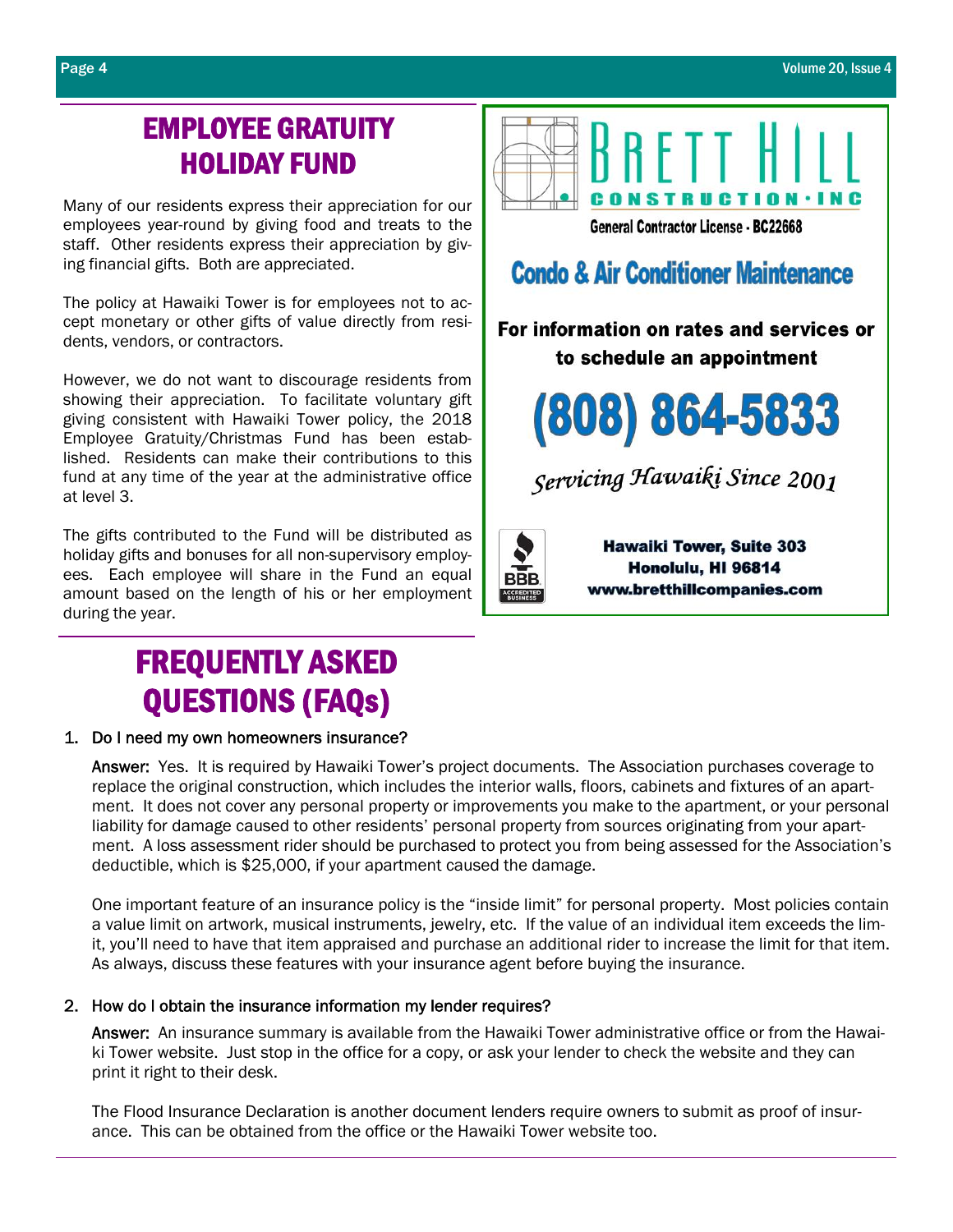## EMPLOYEE GRATUITY HOLIDAY FUND

Many of our residents express their appreciation for our employees year-round by giving food and treats to the staff. Other residents express their appreciation by giving financial gifts. Both are appreciated.

The policy at Hawaiki Tower is for employees not to accept monetary or other gifts of value directly from residents, vendors, or contractors.

However, we do not want to discourage residents from showing their appreciation. To facilitate voluntary gift giving consistent with Hawaiki Tower policy, the 2018 Employee Gratuity/Christmas Fund has been established. Residents can make their contributions to this fund at any time of the year at the administrative office at level 3.

The gifts contributed to the Fund will be distributed as holiday gifts and bonuses for all non-supervisory employees. Each employee will share in the Fund an equal amount based on the length of his or her employment during the year.

BRETT HILL CONSTRUCTION · INC

General Contractor License - BC22668

**Condo & Air Conditioner Maintenance**

**For information on rates and services or to schedule an appointment**

**(808) 864-5833**

*Servicing Hawaiki Since 2001*

**Hawaiki Tower, Suite 303**
**Honolulu, HI 96814**
**www.bretthillcompanies.com**

## FREQUENTLY ASKED QUESTIONS (FAQs)

1. Do I need my own homeowners insurance?

   **Answer:** Yes. It is required by Hawaiki Tower's project documents. The Association purchases coverage to replace the original construction, which includes the interior walls, floors, cabinets and fixtures of an apartment. It does not cover any personal property or improvements you make to the apartment, or your personal liability for damage caused to other residents' personal property from sources originating from your apartment. A loss assessment rider should be purchased to protect you from being assessed for the Association's deductible, which is $25,000, if your apartment caused the damage.

   One important feature of an insurance policy is the "inside limit" for personal property. Most policies contain a value limit on artwork, musical instruments, jewelry, etc. If the value of an individual item exceeds the limit, you'll need to have that item appraised and purchase an additional rider to increase the limit for that item. As always, discuss these features with your insurance agent before buying the insurance.

2. How do I obtain the insurance information my lender requires?

   **Answer:** An insurance summary is available from the Hawaiki Tower administrative office or from the Hawaiki Tower website. Just stop in the office for a copy, or ask your lender to check the website and they can print it right to their desk.

   The Flood Insurance Declaration is another document lenders require owners to submit as proof of insurance. This can be obtained from the office or the Hawaiki Tower website too.